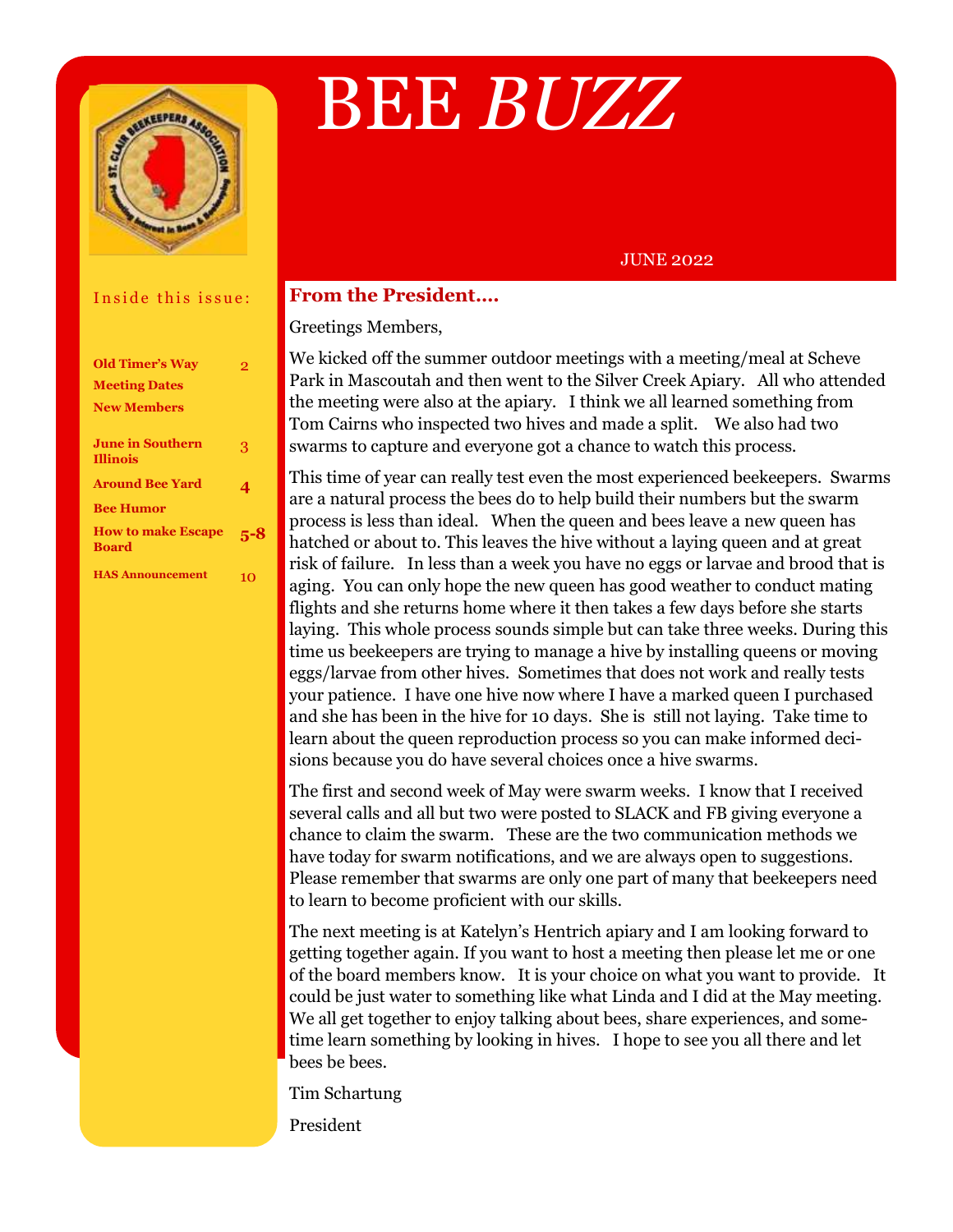# BEE *BUZZ*

JUNE 2022

**Inside this issue:**

| | |
|---|---|
| **Old Timer's Way** | 2 |
| **Meeting Dates** | |
| **New Members** | |
| **June in Southern Illinois** | 3 |
| **Around Bee Yard** | 4 |
| **Bee Humor** | |
| **How to make Escape Board** | 5-8 |
| **HAS Announcement** | 10 |

## From the President....

Greetings Members,

We kicked off the summer outdoor meetings with a meeting/meal at Scheve Park in Mascoutah and then went to the Silver Creek Apiary. All who attended the meeting were also at the apiary. I think we all learned something from Tom Cairns who inspected two hives and made a split. We also had two swarms to capture and everyone got a chance to watch this process.

This time of year can really test even the most experienced beekeepers. Swarms are a natural process the bees do to help build their numbers but the swarm process is less than ideal. When the queen and bees leave a new queen has hatched or about to. This leaves the hive without a laying queen and at great risk of failure. In less than a week you have no eggs or larvae and brood that is aging. You can only hope the new queen has good weather to conduct mating flights and she returns home where it then takes a few days before she starts laying. This whole process sounds simple but can take three weeks. During this time us beekeepers are trying to manage a hive by installing queens or moving eggs/larvae from other hives. Sometimes that does not work and really tests your patience. I have one hive now where I have a marked queen I purchased and she has been in the hive for 10 days. She is still not laying. Take time to learn about the queen reproduction process so you can make informed decisions because you do have several choices once a hive swarms.

The first and second week of May were swarm weeks. I know that I received several calls and all but two were posted to SLACK and FB giving everyone a chance to claim the swarm. These are the two communication methods we have today for swarm notifications, and we are always open to suggestions. Please remember that swarms are only one part of many that beekeepers need to learn to become proficient with our skills.

The next meeting is at Katelyn's Hentrich apiary and I am looking forward to getting together again. If you want to host a meeting then please let me or one of the board members know. It is your choice on what you want to provide. It could be just water to something like what Linda and I did at the May meeting. We all get together to enjoy talking about bees, share experiences, and sometime learn something by looking in hives. I hope to see you all there and let bees be bees.

Tim Schartung

President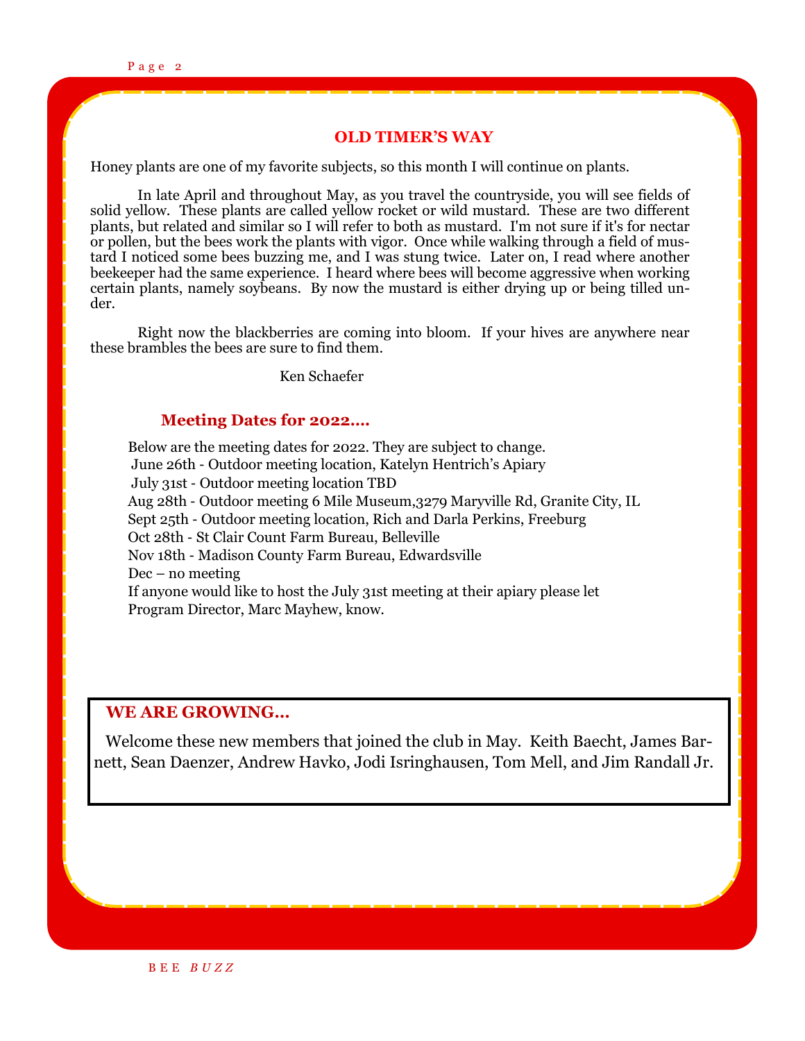## OLD TIMER'S WAY

Honey plants are one of my favorite subjects, so this month I will continue on plants.

In late April and throughout May, as you travel the countryside, you will see fields of solid yellow. These plants are called yellow rocket or wild mustard. These are two different plants, but related and similar so I will refer to both as mustard. I'm not sure if it's for nectar or pollen, but the bees work the plants with vigor. Once while walking through a field of mustard I noticed some bees buzzing me, and I was stung twice. Later on, I read where another beekeeper had the same experience. I heard where bees will become aggressive when working certain plants, namely soybeans. By now the mustard is either drying up or being tilled under.

Right now the blackberries are coming into bloom. If your hives are anywhere near these brambles the bees are sure to find them.

Ken Schaefer

## Meeting Dates for 2022....

Below are the meeting dates for 2022. They are subject to change.

June 26th - Outdoor meeting location, Katelyn Hentrich's Apiary

July 31st - Outdoor meeting location TBD

Aug 28th - Outdoor meeting 6 Mile Museum,3279 Maryville Rd, Granite City, IL

Sept 25th - Outdoor meeting location, Rich and Darla Perkins, Freeburg

Oct 28th - St Clair Count Farm Bureau, Belleville

Nov 18th - Madison County Farm Bureau, Edwardsville

Dec – no meeting

If anyone would like to host the July 31st meeting at their apiary please let Program Director, Marc Mayhew, know.

## WE ARE GROWING...

Welcome these new members that joined the club in May. Keith Baecht, James Barnett, Sean Daenzer, Andrew Havko, Jodi Isringhausen, Tom Mell, and Jim Randall Jr.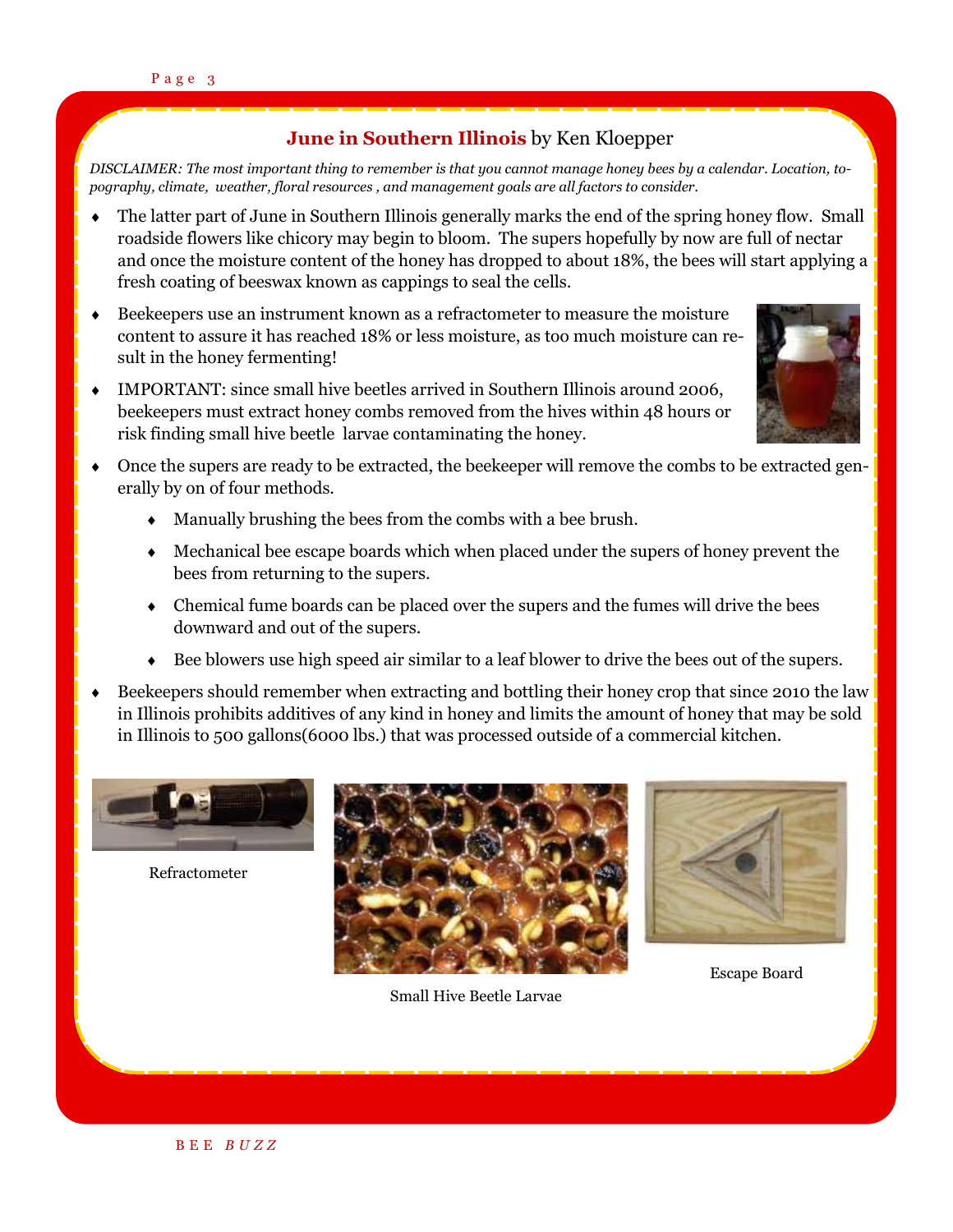## **June in Southern Illinois** by Ken Kloepper

*DISCLAIMER: The most important thing to remember is that you cannot manage honey bees by a calendar. Location, topography, climate, weather, floral resources , and management goals are all factors to consider.*

- The latter part of June in Southern Illinois generally marks the end of the spring honey flow. Small roadside flowers like chicory may begin to bloom. The supers hopefully by now are full of nectar and once the moisture content of the honey has dropped to about 18%, the bees will start applying a fresh coating of beeswax known as cappings to seal the cells.
- Beekeepers use an instrument known as a refractometer to measure the moisture content to assure it has reached 18% or less moisture, as too much moisture can result in the honey fermenting!
- IMPORTANT: since small hive beetles arrived in Southern Illinois around 2006, beekeepers must extract honey combs removed from the hives within 48 hours or risk finding small hive beetle larvae contaminating the honey.
- Once the supers are ready to be extracted, the beekeeper will remove the combs to be extracted generally by on of four methods.
    - Manually brushing the bees from the combs with a bee brush.
    - Mechanical bee escape boards which when placed under the supers of honey prevent the bees from returning to the supers.
    - Chemical fume boards can be placed over the supers and the fumes will drive the bees downward and out of the supers.
    - Bee blowers use high speed air similar to a leaf blower to drive the bees out of the supers.
- Beekeepers should remember when extracting and bottling their honey crop that since 2010 the law in Illinois prohibits additives of any kind in honey and limits the amount of honey that may be sold in Illinois to 500 gallons(6000 lbs.) that was processed outside of a commercial kitchen.

Refractometer

Small Hive Beetle Larvae

Escape Board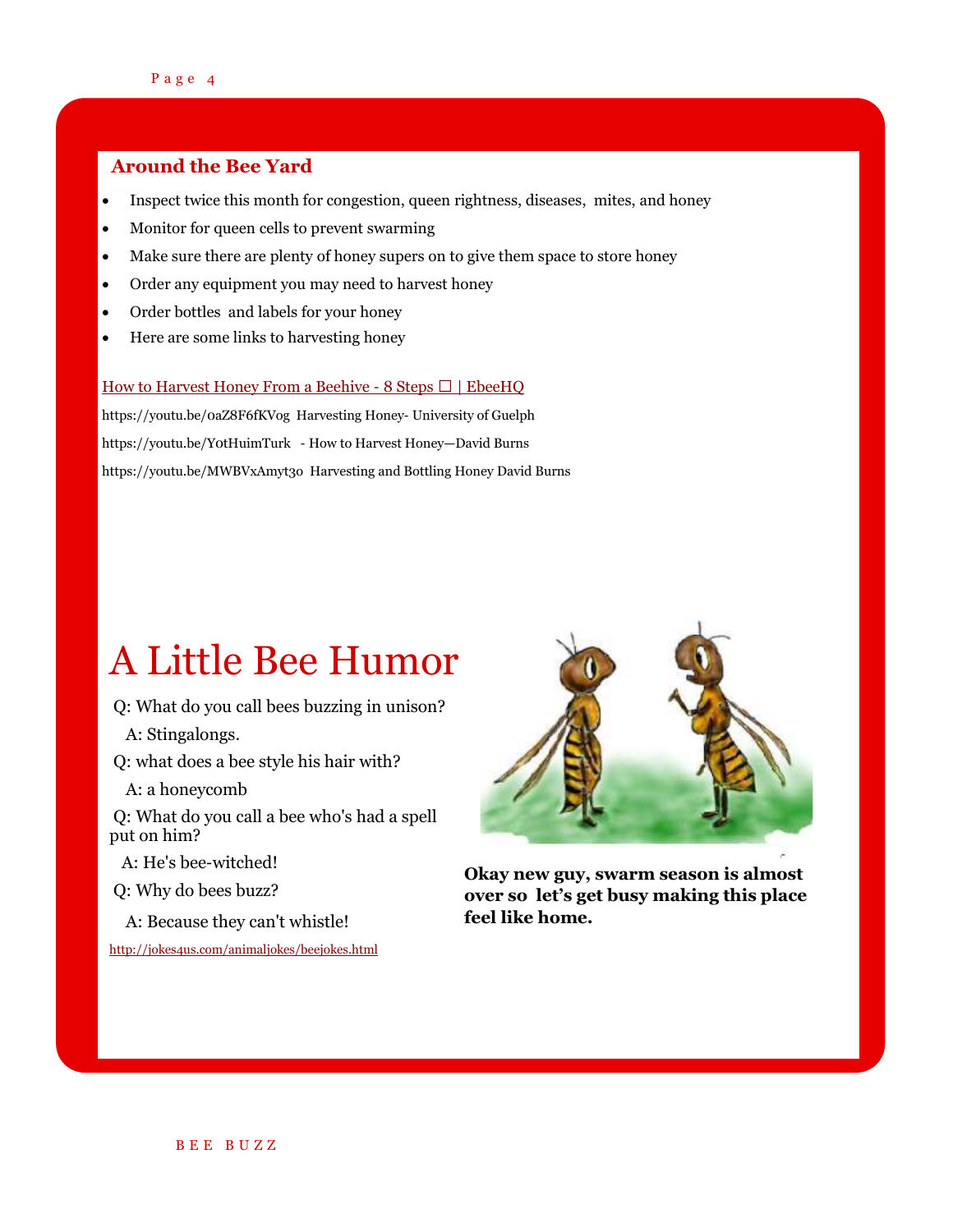## Around the Bee Yard

- Inspect twice this month for congestion, queen rightness, diseases, mites, and honey
- Monitor for queen cells to prevent swarming
- Make sure there are plenty of honey supers on to give them space to store honey
- Order any equipment you may need to harvest honey
- Order bottles and labels for your honey
- Here are some links to harvesting honey

How to Harvest Honey From a Beehive - 8 Steps ☐ | EbeeHQ

https://youtu.be/oaZ8F6fKVog Harvesting Honey- University of Guelph

https://youtu.be/YotHuimTurk - How to Harvest Honey—David Burns

https://youtu.be/MWBVxAmyt3o Harvesting and Bottling Honey David Burns

# A Little Bee Humor

Q: What do you call bees buzzing in unison?

A: Stingalongs.

Q: what does a bee style his hair with?

A: a honeycomb

Q: What do you call a bee who's had a spell put on him?

A: He's bee-witched!

Q: Why do bees buzz?

A: Because they can't whistle!

http://jokes4us.com/animaljokes/beejokes.html

**Okay new guy, swarm season is almost over so let's get busy making this place feel like home.**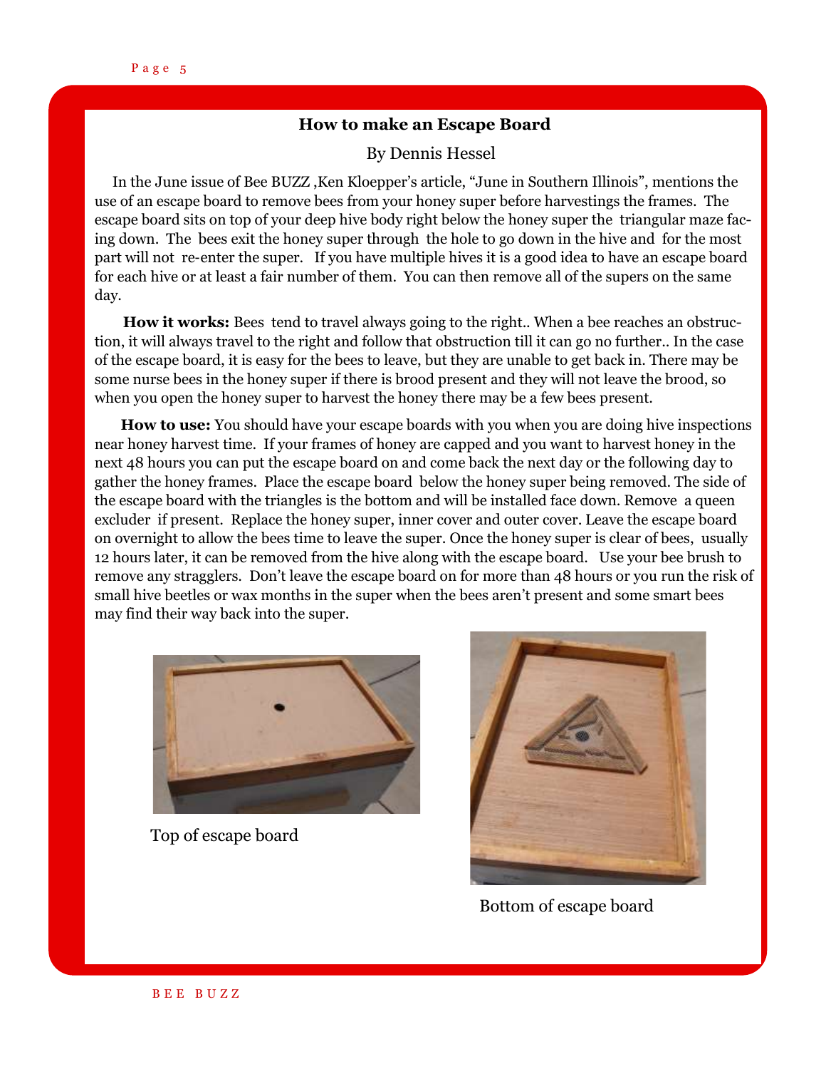## How to make an Escape Board

By Dennis Hessel

In the June issue of Bee BUZZ ,Ken Kloepper's article, "June in Southern Illinois", mentions the use of an escape board to remove bees from your honey super before harvestings the frames. The escape board sits on top of your deep hive body right below the honey super the triangular maze facing down. The bees exit the honey super through the hole to go down in the hive and for the most part will not re-enter the super. If you have multiple hives it is a good idea to have an escape board for each hive or at least a fair number of them. You can then remove all of the supers on the same day.

**How it works:** Bees tend to travel always going to the right.. When a bee reaches an obstruction, it will always travel to the right and follow that obstruction till it can go no further.. In the case of the escape board, it is easy for the bees to leave, but they are unable to get back in. There may be some nurse bees in the honey super if there is brood present and they will not leave the brood, so when you open the honey super to harvest the honey there may be a few bees present.

**How to use:** You should have your escape boards with you when you are doing hive inspections near honey harvest time. If your frames of honey are capped and you want to harvest honey in the next 48 hours you can put the escape board on and come back the next day or the following day to gather the honey frames. Place the escape board below the honey super being removed. The side of the escape board with the triangles is the bottom and will be installed face down. Remove a queen excluder if present. Replace the honey super, inner cover and outer cover. Leave the escape board on overnight to allow the bees time to leave the super. Once the honey super is clear of bees, usually 12 hours later, it can be removed from the hive along with the escape board. Use your bee brush to remove any stragglers. Don't leave the escape board on for more than 48 hours or you run the risk of small hive beetles or wax months in the super when the bees aren't present and some smart bees may find their way back into the super.

Top of escape board

Bottom of escape board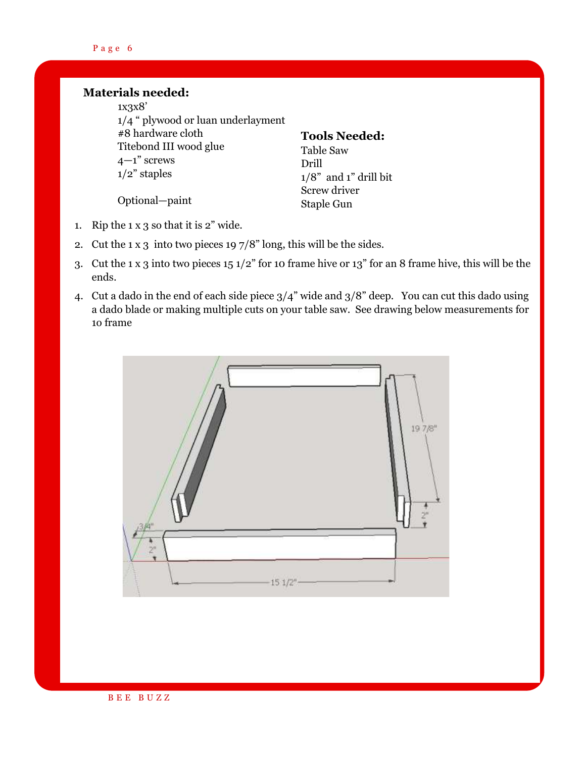**Materials needed:**

1x3x8'
1/4 " plywood or luan underlayment
#8 hardware cloth
Titebond III wood glue
4—1" screws
1/2" staples

Optional—paint

**Tools Needed:**

Table Saw
Drill
1/8" and 1" drill bit
Screw driver
Staple Gun

1. Rip the 1 x 3 so that it is 2" wide.
2. Cut the 1 x 3 into two pieces 19 7/8" long, this will be the sides.
3. Cut the 1 x 3 into two pieces 15 1/2" for 10 frame hive or 13" for an 8 frame hive, this will be the ends.
4. Cut a dado in the end of each side piece 3/4" wide and 3/8" deep. You can cut this dado using a dado blade or making multiple cuts on your table saw. See drawing below measurements for 10 frame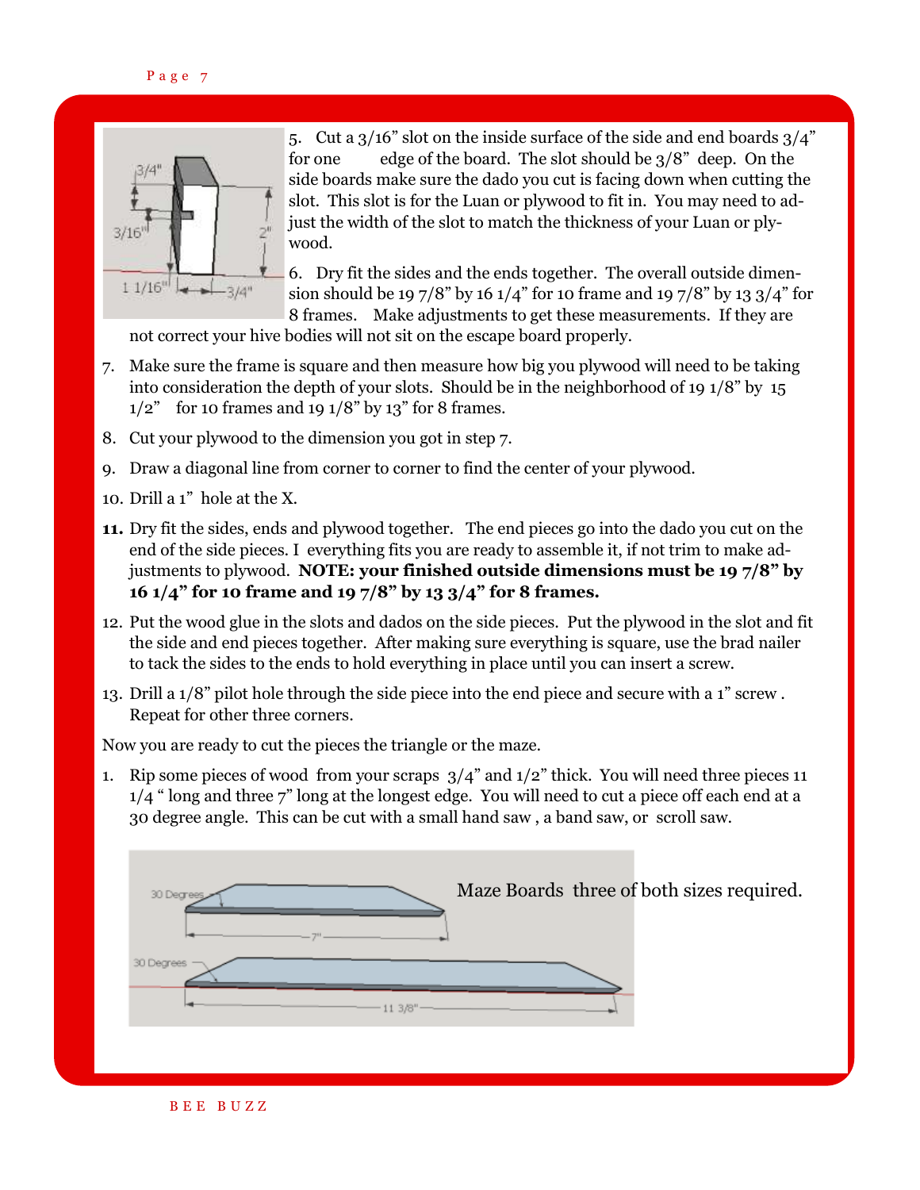5. Cut a 3/16" slot on the inside surface of the side and end boards 3/4" for one edge of the board. The slot should be 3/8" deep. On the side boards make sure the dado you cut is facing down when cutting the slot. This slot is for the Luan or plywood to fit in. You may need to adjust the width of the slot to match the thickness of your Luan or plywood.

6. Dry fit the sides and the ends together. The overall outside dimension should be 19 7/8" by 16 1/4" for 10 frame and 19 7/8" by 13 3/4" for 8 frames. Make adjustments to get these measurements. If they are not correct your hive bodies will not sit on the escape board properly.

7. Make sure the frame is square and then measure how big you plywood will need to be taking into consideration the depth of your slots. Should be in the neighborhood of 19 1/8" by 15 1/2" for 10 frames and 19 1/8" by 13" for 8 frames.

8. Cut your plywood to the dimension you got in step 7.

9. Draw a diagonal line from corner to corner to find the center of your plywood.

10. Drill a 1" hole at the X.

**11.** Dry fit the sides, ends and plywood together. The end pieces go into the dado you cut on the end of the side pieces. I everything fits you are ready to assemble it, if not trim to make adjustments to plywood. **NOTE: your finished outside dimensions must be 19 7/8" by 16 1/4" for 10 frame and 19 7/8" by 13 3/4" for 8 frames.**

12. Put the wood glue in the slots and dados on the side pieces. Put the plywood in the slot and fit the side and end pieces together. After making sure everything is square, use the brad nailer to tack the sides to the ends to hold everything in place until you can insert a screw.

13. Drill a 1/8" pilot hole through the side piece into the end piece and secure with a 1" screw. Repeat for other three corners.

Now you are ready to cut the pieces the triangle or the maze.

1. Rip some pieces of wood from your scraps 3/4" and 1/2" thick. You will need three pieces 11 1/4 " long and three 7" long at the longest edge. You will need to cut a piece off each end at a 30 degree angle. This can be cut with a small hand saw , a band saw, or scroll saw.

Maze Boards three of both sizes required.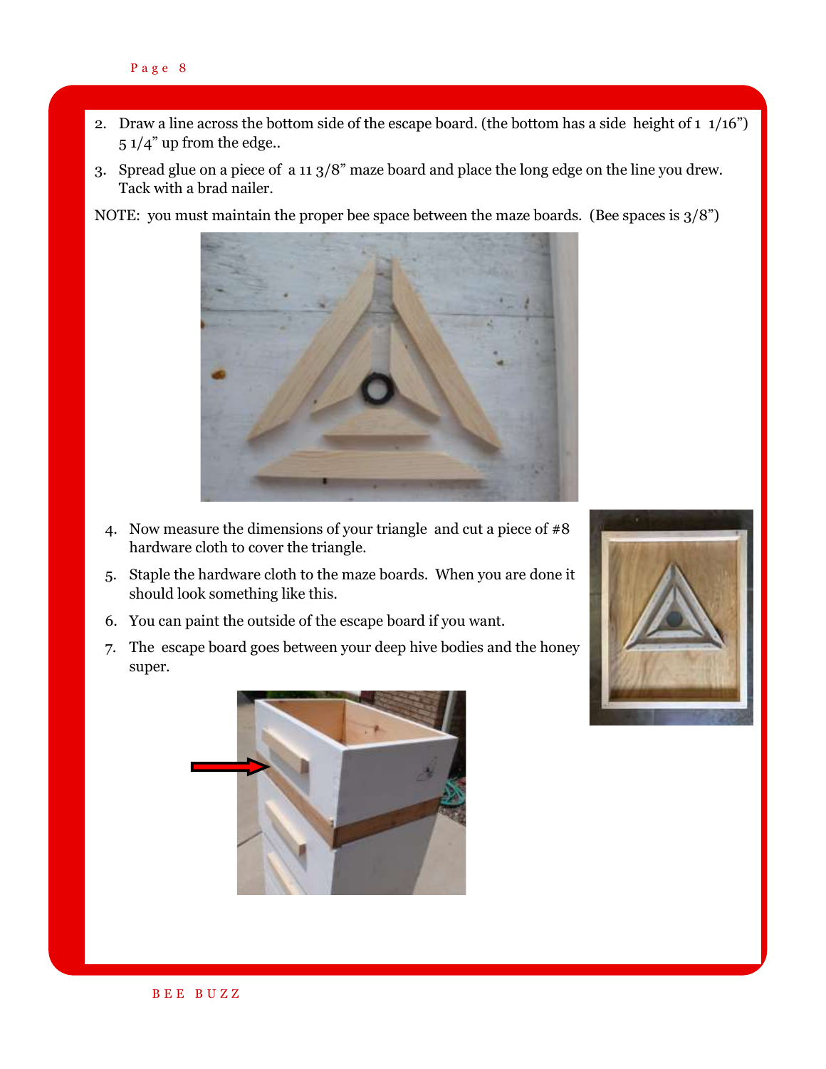2. Draw a line across the bottom side of the escape board. (the bottom has a side height of 1 1/16") 5 1/4" up from the edge..
3. Spread glue on a piece of a 11 3/8" maze board and place the long edge on the line you drew. Tack with a brad nailer.

NOTE: you must maintain the proper bee space between the maze boards. (Bee spaces is 3/8")

4. Now measure the dimensions of your triangle and cut a piece of #8 hardware cloth to cover the triangle.
5. Staple the hardware cloth to the maze boards. When you are done it should look something like this.
6. You can paint the outside of the escape board if you want.
7. The escape board goes between your deep hive bodies and the honey super.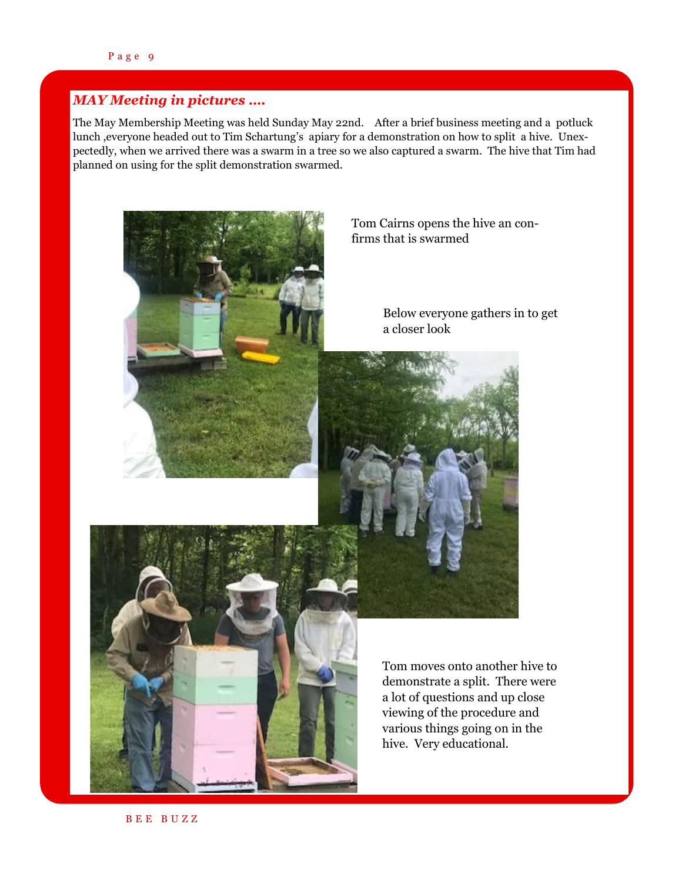## *MAY Meeting in pictures ….*

The May Membership Meeting was held Sunday May 22nd. After a brief business meeting and a potluck lunch ,everyone headed out to Tim Schartung's apiary for a demonstration on how to split a hive. Unexpectedly, when we arrived there was a swarm in a tree so we also captured a swarm. The hive that Tim had planned on using for the split demonstration swarmed.

Tom Cairns opens the hive an confirms that is swarmed

Below everyone gathers in to get a closer look

Tom moves onto another hive to demonstrate a split. There were a lot of questions and up close viewing of the procedure and various things going on in the hive. Very educational.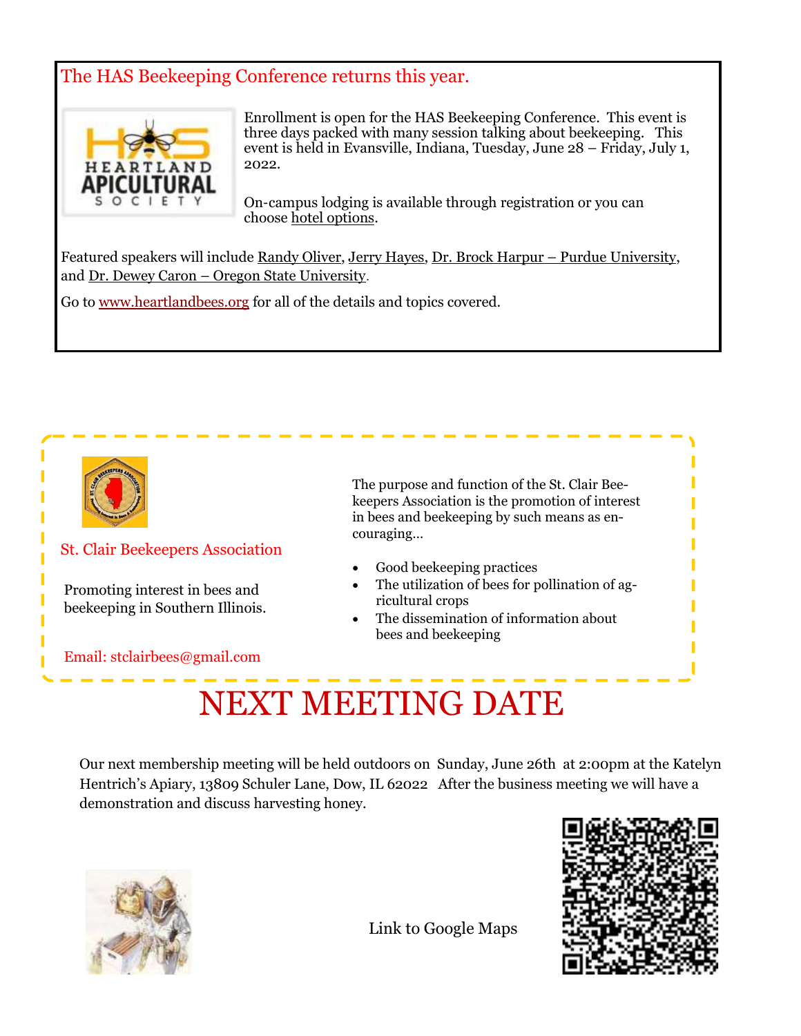## The HAS Beekeeping Conference returns this year.

Enrollment is open for the HAS Beekeeping Conference. This event is three days packed with many session talking about beekeeping. This event is held in Evansville, Indiana, Tuesday, June 28 – Friday, July 1, 2022.

On-campus lodging is available through registration or you can choose hotel options.

Featured speakers will include Randy Oliver, Jerry Hayes, Dr. Brock Harpur – Purdue University, and Dr. Dewey Caron – Oregon State University.

Go to www.heartlandbees.org for all of the details and topics covered.

### St. Clair Beekeepers Association

Promoting interest in bees and beekeeping in Southern Illinois.

Email: stclairbees@gmail.com

The purpose and function of the St. Clair Beekeepers Association is the promotion of interest in bees and beekeeping by such means as encouraging…

- Good beekeeping practices
- The utilization of bees for pollination of agricultural crops
- The dissemination of information about bees and beekeeping

# NEXT MEETING DATE

Our next membership meeting will be held outdoors on Sunday, June 26th at 2:00pm at the Katelyn Hentrich's Apiary, 13809 Schuler Lane, Dow, IL 62022 After the business meeting we will have a demonstration and discuss harvesting honey.

Link to Google Maps